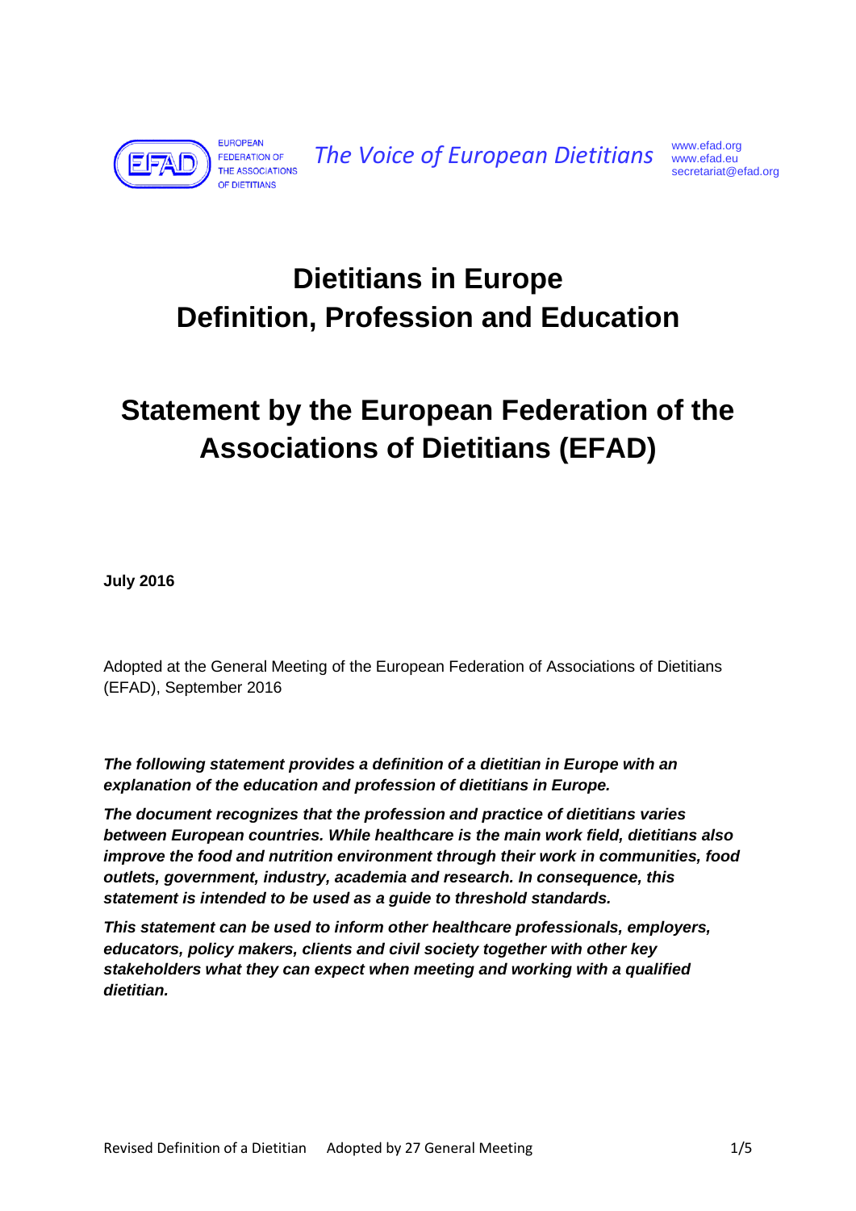EUROPEAN FEDERATION OF THE ASSOCIATIONS OF DIETITIANS

*The Voice of European Dietitians*

www.efad.org
www.efad.eu
secretariat@efad.org

# Dietitians in Europe
# Definition, Profession and Education

# Statement by the European Federation of the Associations of Dietitians (EFAD)

**July 2016**

Adopted at the General Meeting of the European Federation of Associations of Dietitians (EFAD), September 2016

***The following statement provides a definition of a dietitian in Europe with an explanation of the education and profession of dietitians in Europe.***

***The document recognizes that the profession and practice of dietitians varies between European countries. While healthcare is the main work field, dietitians also improve the food and nutrition environment through their work in communities, food outlets, government, industry, academia and research. In consequence, this statement is intended to be used as a guide to threshold standards.***

***This statement can be used to inform other healthcare professionals, employers, educators, policy makers, clients and civil society together with other key stakeholders what they can expect when meeting and working with a qualified dietitian.***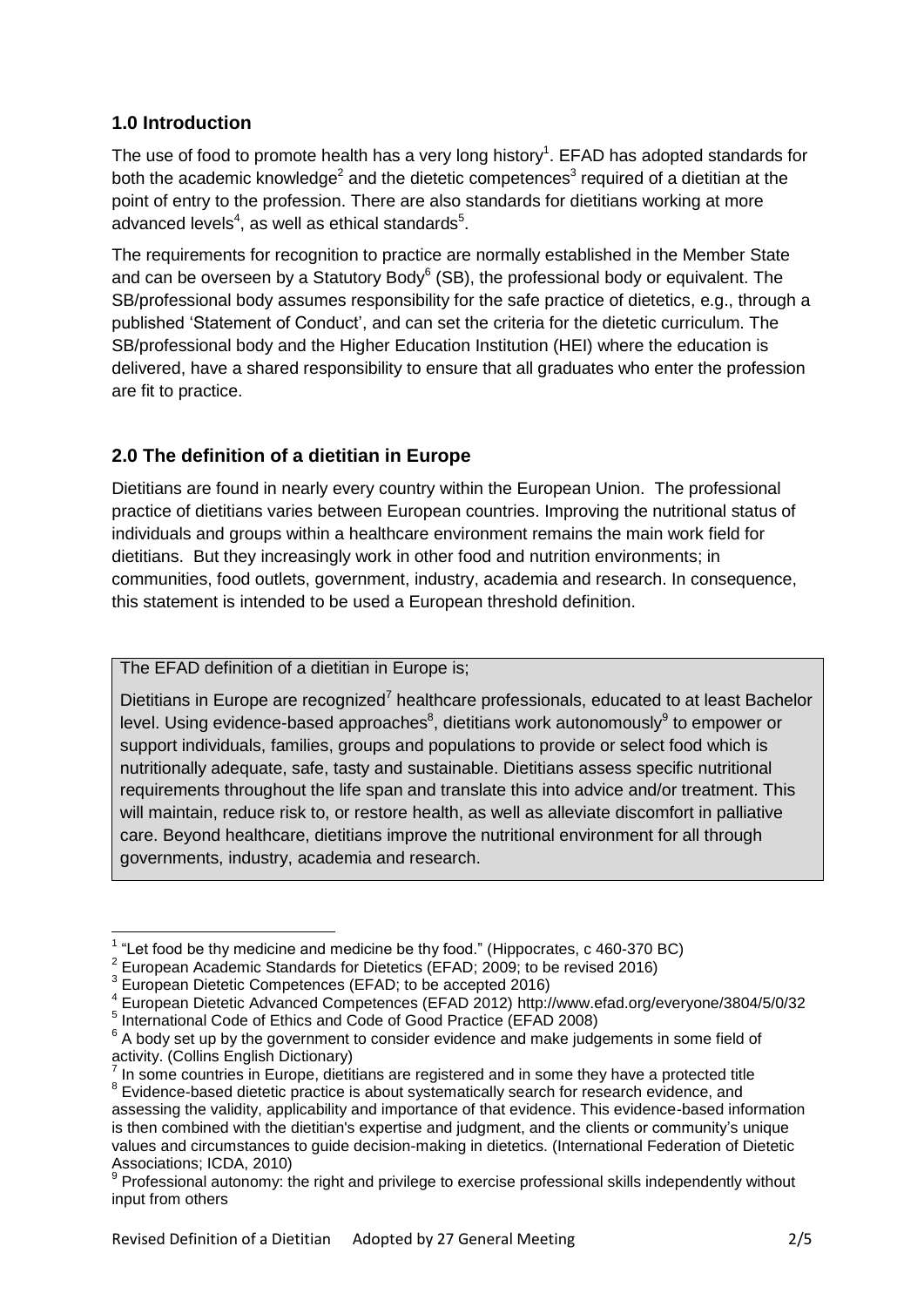## 1.0 Introduction

The use of food to promote health has a very long history[1]. EFAD has adopted standards for both the academic knowledge[2] and the dietetic competences[3] required of a dietitian at the point of entry to the profession. There are also standards for dietitians working at more advanced levels[4], as well as ethical standards[5].

The requirements for recognition to practice are normally established in the Member State and can be overseen by a Statutory Body[6] (SB), the professional body or equivalent. The SB/professional body assumes responsibility for the safe practice of dietetics, e.g., through a published 'Statement of Conduct', and can set the criteria for the dietetic curriculum. The SB/professional body and the Higher Education Institution (HEI) where the education is delivered, have a shared responsibility to ensure that all graduates who enter the profession are fit to practice.

## 2.0 The definition of a dietitian in Europe

Dietitians are found in nearly every country within the European Union. The professional practice of dietitians varies between European countries. Improving the nutritional status of individuals and groups within a healthcare environment remains the main work field for dietitians. But they increasingly work in other food and nutrition environments; in communities, food outlets, government, industry, academia and research. In consequence, this statement is intended to be used a European threshold definition.

> The EFAD definition of a dietitian in Europe is;
>
> Dietitians in Europe are recognized[7] healthcare professionals, educated to at least Bachelor level. Using evidence-based approaches[8], dietitians work autonomously[9] to empower or support individuals, families, groups and populations to provide or select food which is nutritionally adequate, safe, tasty and sustainable. Dietitians assess specific nutritional requirements throughout the life span and translate this into advice and/or treatment. This will maintain, reduce risk to, or restore health, as well as alleviate discomfort in palliative care. Beyond healthcare, dietitians improve the nutritional environment for all through governments, industry, academia and research.

---

[1] "Let food be thy medicine and medicine be thy food." (Hippocrates, c 460-370 BC)

[2] European Academic Standards for Dietetics (EFAD; 2009; to be revised 2016)

[3] European Dietetic Competences (EFAD; to be accepted 2016)

[4] European Dietetic Advanced Competences (EFAD 2012) http://www.efad.org/everyone/3804/5/0/32

[5] International Code of Ethics and Code of Good Practice (EFAD 2008)

[6] A body set up by the government to consider evidence and make judgements in some field of activity. (Collins English Dictionary)

[7] In some countries in Europe, dietitians are registered and in some they have a protected title

[8] Evidence-based dietetic practice is about systematically search for research evidence, and assessing the validity, applicability and importance of that evidence. This evidence-based information is then combined with the dietitian's expertise and judgment, and the clients or community's unique values and circumstances to guide decision-making in dietetics. (International Federation of Dietetic Associations; ICDA, 2010)

[9] Professional autonomy: the right and privilege to exercise professional skills independently without input from others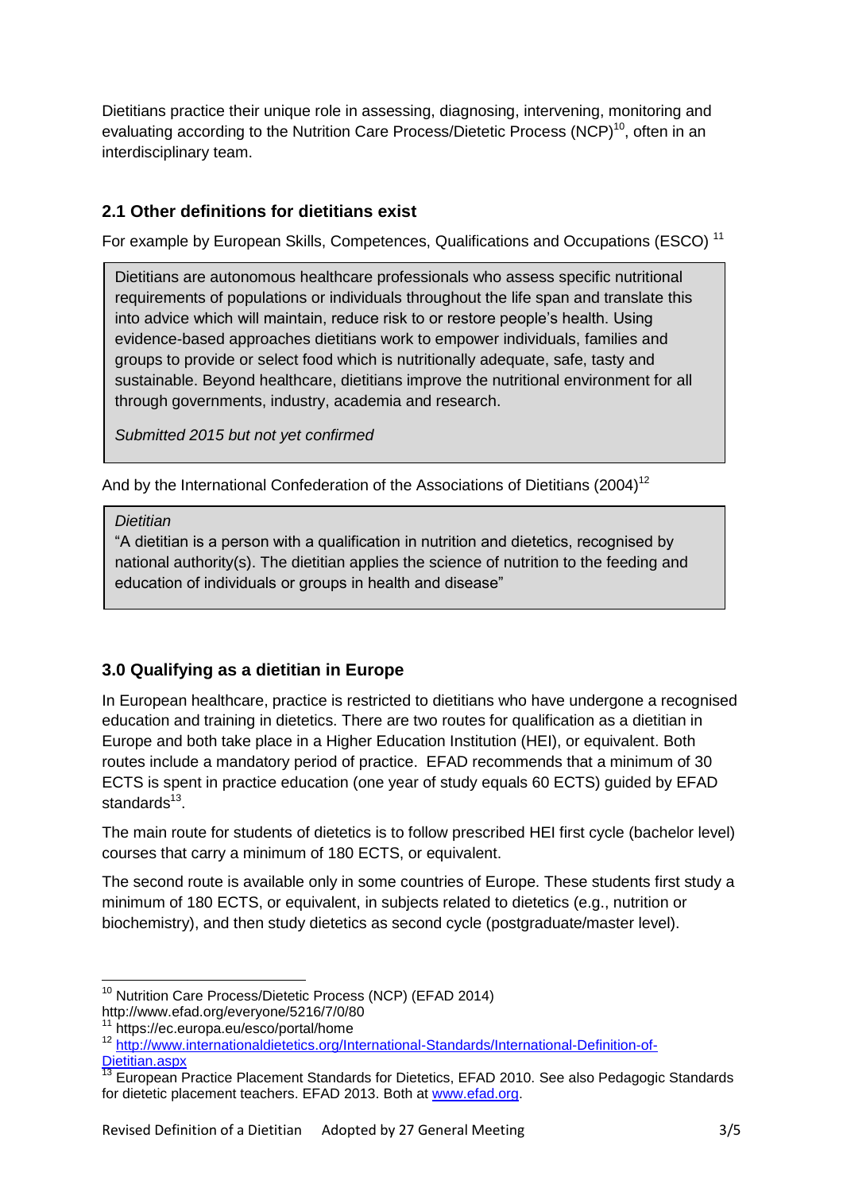Dietitians practice their unique role in assessing, diagnosing, intervening, monitoring and evaluating according to the Nutrition Care Process/Dietetic Process (NCP)[10], often in an interdisciplinary team.

## 2.1 Other definitions for dietitians exist

For example by European Skills, Competences, Qualifications and Occupations (ESCO) [11]

> Dietitians are autonomous healthcare professionals who assess specific nutritional requirements of populations or individuals throughout the life span and translate this into advice which will maintain, reduce risk to or restore people's health. Using evidence-based approaches dietitians work to empower individuals, families and groups to provide or select food which is nutritionally adequate, safe, tasty and sustainable. Beyond healthcare, dietitians improve the nutritional environment for all through governments, industry, academia and research.
>
> *Submitted 2015 but not yet confirmed*

And by the International Confederation of the Associations of Dietitians (2004)[12]

> *Dietitian*
> "A dietitian is a person with a qualification in nutrition and dietetics, recognised by national authority(s). The dietitian applies the science of nutrition to the feeding and education of individuals or groups in health and disease"

## 3.0 Qualifying as a dietitian in Europe

In European healthcare, practice is restricted to dietitians who have undergone a recognised education and training in dietetics. There are two routes for qualification as a dietitian in Europe and both take place in a Higher Education Institution (HEI), or equivalent. Both routes include a mandatory period of practice. EFAD recommends that a minimum of 30 ECTS is spent in practice education (one year of study equals 60 ECTS) guided by EFAD standards[13].

The main route for students of dietetics is to follow prescribed HEI first cycle (bachelor level) courses that carry a minimum of 180 ECTS, or equivalent.

The second route is available only in some countries of Europe. These students first study a minimum of 180 ECTS, or equivalent, in subjects related to dietetics (e.g., nutrition or biochemistry), and then study dietetics as second cycle (postgraduate/master level).

---

[10] Nutrition Care Process/Dietetic Process (NCP) (EFAD 2014) http://www.efad.org/everyone/5216/7/0/80

[11] https://ec.europa.eu/esco/portal/home

[12] http://www.internationaldietetics.org/International-Standards/International-Definition-of-Dietitian.aspx

[13] European Practice Placement Standards for Dietetics, EFAD 2010. See also Pedagogic Standards for dietetic placement teachers. EFAD 2013. Both at www.efad.org.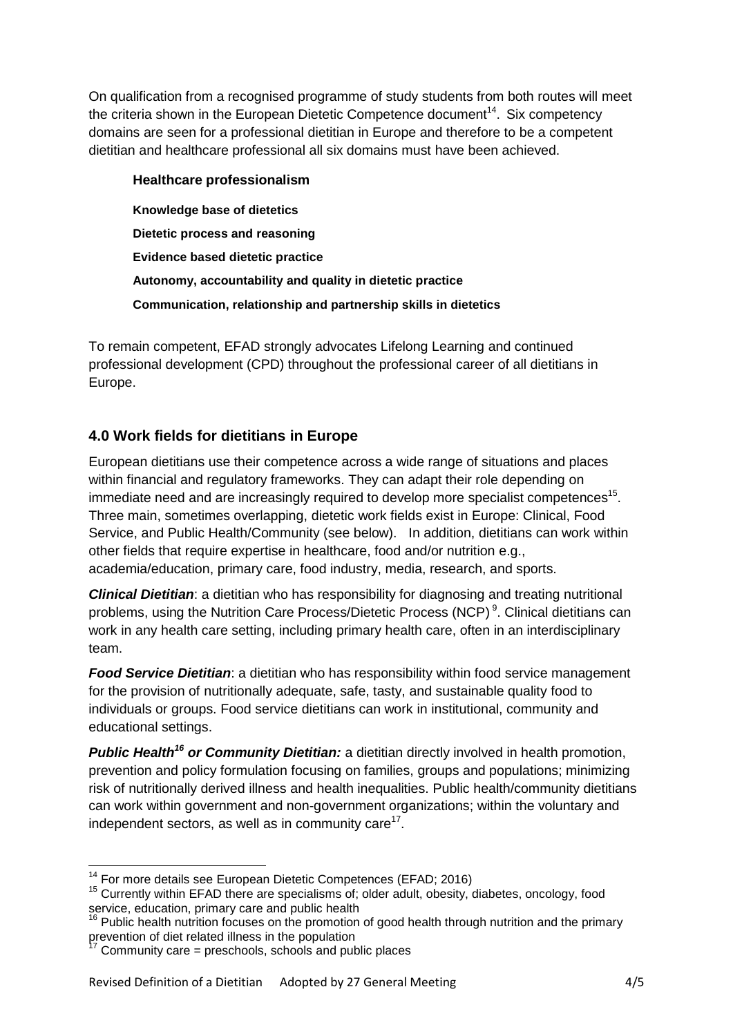On qualification from a recognised programme of study students from both routes will meet the criteria shown in the European Dietetic Competence document[14]. Six competency domains are seen for a professional dietitian in Europe and therefore to be a competent dietitian and healthcare professional all six domains must have been achieved.

**Healthcare professionalism**

**Knowledge base of dietetics**

**Dietetic process and reasoning**

**Evidence based dietetic practice**

**Autonomy, accountability and quality in dietetic practice**

**Communication, relationship and partnership skills in dietetics**

To remain competent, EFAD strongly advocates Lifelong Learning and continued professional development (CPD) throughout the professional career of all dietitians in Europe.

## 4.0 Work fields for dietitians in Europe

European dietitians use their competence across a wide range of situations and places within financial and regulatory frameworks. They can adapt their role depending on immediate need and are increasingly required to develop more specialist competences[15]. Three main, sometimes overlapping, dietetic work fields exist in Europe: Clinical, Food Service, and Public Health/Community (see below). In addition, dietitians can work within other fields that require expertise in healthcare, food and/or nutrition e.g., academia/education, primary care, food industry, media, research, and sports.

***Clinical Dietitian***: a dietitian who has responsibility for diagnosing and treating nutritional problems, using the Nutrition Care Process/Dietetic Process (NCP)[9]. Clinical dietitians can work in any health care setting, including primary health care, often in an interdisciplinary team.

***Food Service Dietitian***: a dietitian who has responsibility within food service management for the provision of nutritionally adequate, safe, tasty, and sustainable quality food to individuals or groups. Food service dietitians can work in institutional, community and educational settings.

***Public Health[16] or Community Dietitian:*** a dietitian directly involved in health promotion, prevention and policy formulation focusing on families, groups and populations; minimizing risk of nutritionally derived illness and health inequalities. Public health/community dietitians can work within government and non-government organizations; within the voluntary and independent sectors, as well as in community care[17].

---

[14] For more details see European Dietetic Competences (EFAD; 2016)

[15] Currently within EFAD there are specialisms of; older adult, obesity, diabetes, oncology, food service, education, primary care and public health

[16] Public health nutrition focuses on the promotion of good health through nutrition and the primary prevention of diet related illness in the population

[17] Community care = preschools, schools and public places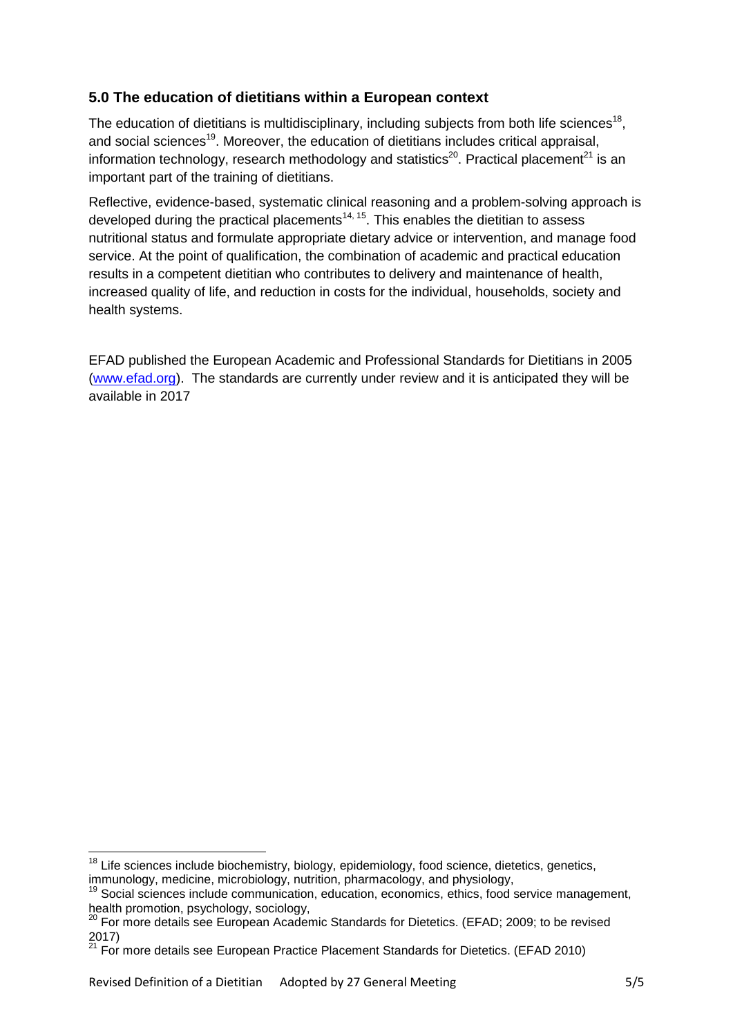## 5.0 The education of dietitians within a European context

The education of dietitians is multidisciplinary, including subjects from both life sciences[18], and social sciences[19]. Moreover, the education of dietitians includes critical appraisal, information technology, research methodology and statistics[20]. Practical placement[21] is an important part of the training of dietitians.

Reflective, evidence-based, systematic clinical reasoning and a problem-solving approach is developed during the practical placements[14, 15]. This enables the dietitian to assess nutritional status and formulate appropriate dietary advice or intervention, and manage food service. At the point of qualification, the combination of academic and practical education results in a competent dietitian who contributes to delivery and maintenance of health, increased quality of life, and reduction in costs for the individual, households, society and health systems.

EFAD published the European Academic and Professional Standards for Dietitians in 2005 (www.efad.org). The standards are currently under review and it is anticipated they will be available in 2017

---

[18] Life sciences include biochemistry, biology, epidemiology, food science, dietetics, genetics, immunology, medicine, microbiology, nutrition, pharmacology, and physiology,

[19] Social sciences include communication, education, economics, ethics, food service management, health promotion, psychology, sociology,

[20] For more details see European Academic Standards for Dietetics. (EFAD; 2009; to be revised 2017)

[21] For more details see European Practice Placement Standards for Dietetics. (EFAD 2010)